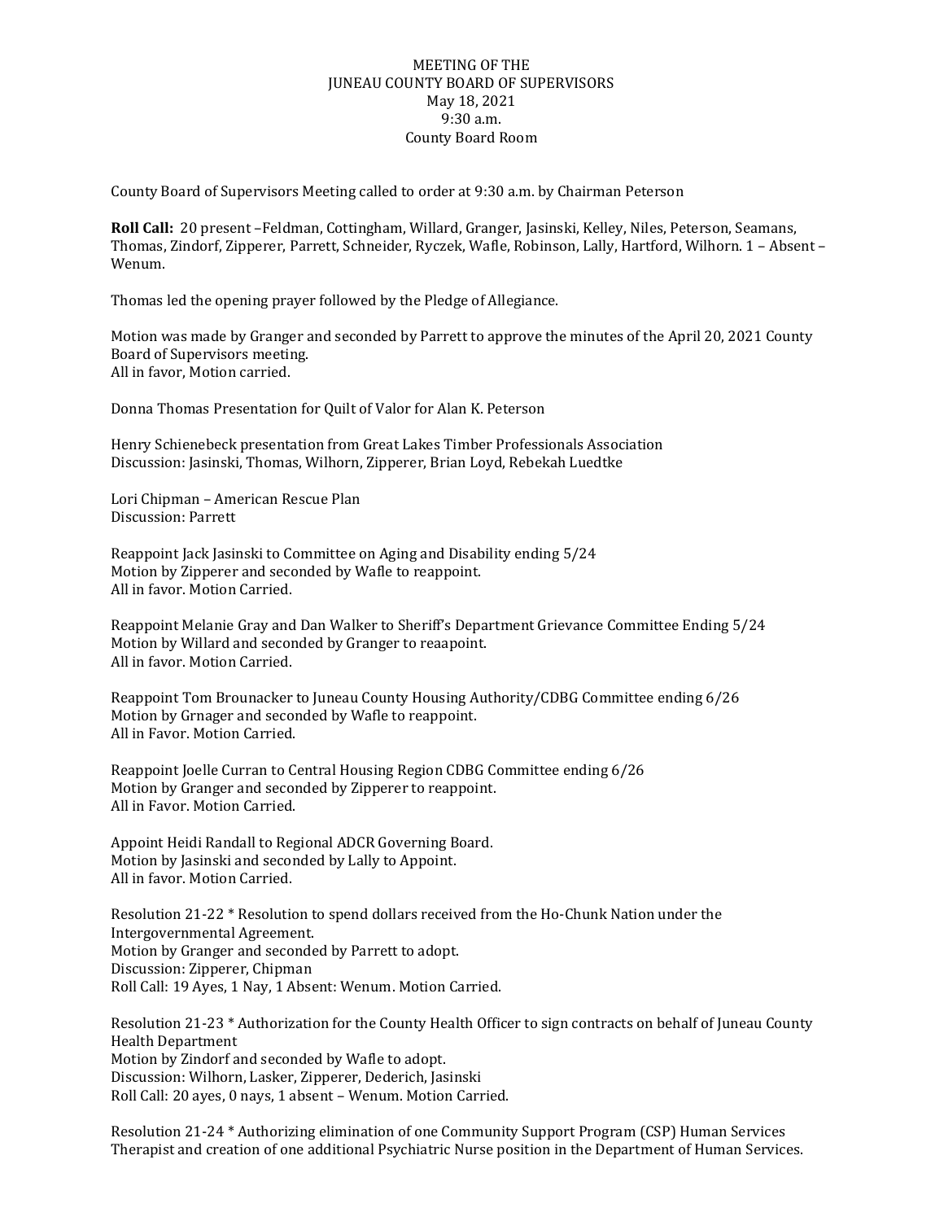MEETING OF THE
JUNEAU COUNTY BOARD OF SUPERVISORS
May 18, 2021
9:30 a.m.
County Board Room

County Board of Supervisors Meeting called to order at 9:30 a.m. by Chairman Peterson

**Roll Call:** 20 present –Feldman, Cottingham, Willard, Granger, Jasinski, Kelley, Niles, Peterson, Seamans, Thomas, Zindorf, Zipperer, Parrett, Schneider, Ryczek, Wafle, Robinson, Lally, Hartford, Wilhorn. 1 – Absent – Wenum.

Thomas led the opening prayer followed by the Pledge of Allegiance.

Motion was made by Granger and seconded by Parrett to approve the minutes of the April 20, 2021 County Board of Supervisors meeting.
All in favor, Motion carried.

Donna Thomas Presentation for Quilt of Valor for Alan K. Peterson

Henry Schienebeck presentation from Great Lakes Timber Professionals Association
Discussion: Jasinski, Thomas, Wilhorn, Zipperer, Brian Loyd, Rebekah Luedtke

Lori Chipman – American Rescue Plan
Discussion: Parrett

Reappoint Jack Jasinski to Committee on Aging and Disability ending 5/24
Motion by Zipperer and seconded by Wafle to reappoint.
All in favor. Motion Carried.

Reappoint Melanie Gray and Dan Walker to Sheriff's Department Grievance Committee Ending 5/24
Motion by Willard and seconded by Granger to reaapoint.
All in favor. Motion Carried.

Reappoint Tom Brounacker to Juneau County Housing Authority/CDBG Committee ending 6/26
Motion by Grnager and seconded by Wafle to reappoint.
All in Favor. Motion Carried.

Reappoint Joelle Curran to Central Housing Region CDBG Committee ending 6/26
Motion by Granger and seconded by Zipperer to reappoint.
All in Favor. Motion Carried.

Appoint Heidi Randall to Regional ADCR Governing Board.
Motion by Jasinski and seconded by Lally to Appoint.
All in favor. Motion Carried.

Resolution 21-22 * Resolution to spend dollars received from the Ho-Chunk Nation under the Intergovernmental Agreement.
Motion by Granger and seconded by Parrett to adopt.
Discussion: Zipperer, Chipman
Roll Call: 19 Ayes, 1 Nay, 1 Absent: Wenum. Motion Carried.

Resolution 21-23 * Authorization for the County Health Officer to sign contracts on behalf of Juneau County Health Department
Motion by Zindorf and seconded by Wafle to adopt.
Discussion: Wilhorn, Lasker, Zipperer, Dederich, Jasinski
Roll Call: 20 ayes, 0 nays, 1 absent – Wenum. Motion Carried.

Resolution 21-24 * Authorizing elimination of one Community Support Program (CSP) Human Services Therapist and creation of one additional Psychiatric Nurse position in the Department of Human Services.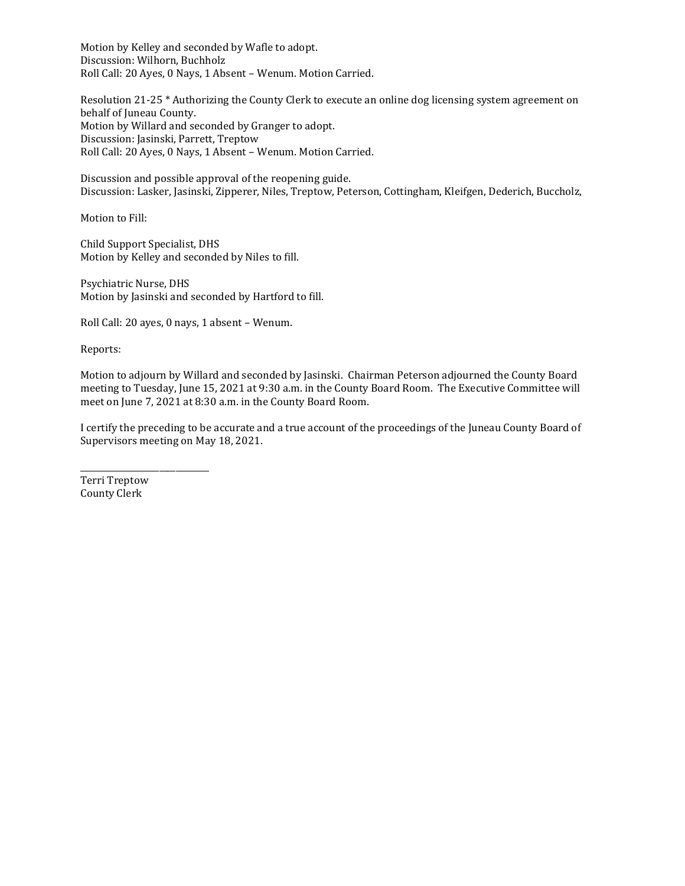Motion by Kelley and seconded by Wafle to adopt.
Discussion: Wilhorn, Buchholz
Roll Call: 20 Ayes, 0 Nays, 1 Absent – Wenum. Motion Carried.

Resolution 21-25 * Authorizing the County Clerk to execute an online dog licensing system agreement on behalf of Juneau County.
Motion by Willard and seconded by Granger to adopt.
Discussion: Jasinski, Parrett, Treptow
Roll Call: 20 Ayes, 0 Nays, 1 Absent – Wenum. Motion Carried.

Discussion and possible approval of the reopening guide.
Discussion: Lasker, Jasinski, Zipperer, Niles, Treptow, Peterson, Cottingham, Kleifgen, Dederich, Buccholz,

Motion to Fill:

Child Support Specialist, DHS
Motion by Kelley and seconded by Niles to fill.

Psychiatric Nurse, DHS
Motion by Jasinski and seconded by Hartford to fill.

Roll Call: 20 ayes, 0 nays, 1 absent – Wenum.

Reports:

Motion to adjourn by Willard and seconded by Jasinski. Chairman Peterson adjourned the County Board meeting to Tuesday, June 15, 2021 at 9:30 a.m. in the County Board Room. The Executive Committee will meet on June 7, 2021 at 8:30 a.m. in the County Board Room.

I certify the preceding to be accurate and a true account of the proceedings of the Juneau County Board of Supervisors meeting on May 18, 2021.

\_\_\_\_\_\_\_\_\_\_\_\_\_\_\_\_\_\_\_\_\_\_\_\_\_\_\_\_

Terri Treptow
County Clerk